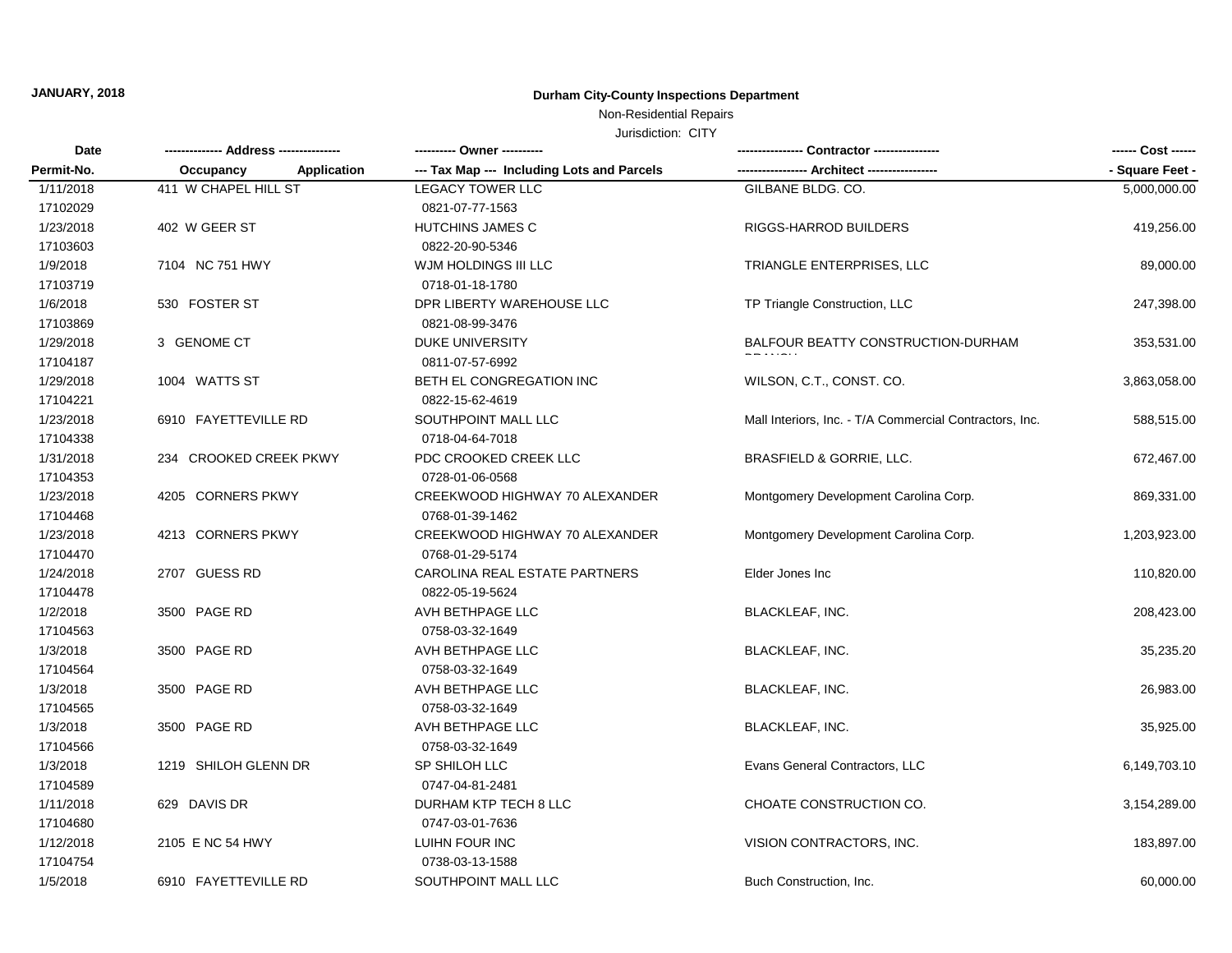**JANUARY, 2018**

**Durham City-County Inspections Department**

Non-Residential Repairs

Jurisdiction: CITY

| Date / Permit-No. | Address / Occupancy Application | Owner / Tax Map --- Including Lots and Parcels | Contractor / Architect | Cost / Square Feet |
|---|---|---|---|---|
| 1/11/2018<br>17102029 | 411 W CHAPEL HILL ST | LEGACY TOWER LLC<br>0821-07-77-1563 | GILBANE BLDG. CO. | 5,000,000.00 |
| 1/23/2018<br>17103603 | 402 W GEER ST | HUTCHINS JAMES C<br>0822-20-90-5346 | RIGGS-HARROD BUILDERS | 419,256.00 |
| 1/9/2018<br>17103719 | 7104 NC 751 HWY | WJM HOLDINGS III LLC<br>0718-01-18-1780 | TRIANGLE ENTERPRISES, LLC | 89,000.00 |
| 1/6/2018<br>17103869 | 530 FOSTER ST | DPR LIBERTY WAREHOUSE LLC<br>0821-08-99-3476 | TP Triangle Construction, LLC | 247,398.00 |
| 1/29/2018<br>17104187 | 3 GENOME CT | DUKE UNIVERSITY<br>0811-07-57-6992 | BALFOUR BEATTY CONSTRUCTION-DURHAM BRANCH | 353,531.00 |
| 1/29/2018<br>17104221 | 1004 WATTS ST | BETH EL CONGREGATION INC<br>0822-15-62-4619 | WILSON, C.T., CONST. CO. | 3,863,058.00 |
| 1/23/2018<br>17104338 | 6910 FAYETTEVILLE RD | SOUTHPOINT MALL LLC<br>0718-04-64-7018 | Mall Interiors, Inc. - T/A Commercial Contractors, Inc. | 588,515.00 |
| 1/31/2018<br>17104353 | 234 CROOKED CREEK PKWY | PDC CROOKED CREEK LLC<br>0728-01-06-0568 | BRASFIELD & GORRIE, LLC. | 672,467.00 |
| 1/23/2018<br>17104468 | 4205 CORNERS PKWY | CREEKWOOD HIGHWAY 70 ALEXANDER<br>0768-01-39-1462 | Montgomery Development Carolina Corp. | 869,331.00 |
| 1/23/2018<br>17104470 | 4213 CORNERS PKWY | CREEKWOOD HIGHWAY 70 ALEXANDER<br>0768-01-29-5174 | Montgomery Development Carolina Corp. | 1,203,923.00 |
| 1/24/2018<br>17104478 | 2707 GUESS RD | CAROLINA REAL ESTATE PARTNERS<br>0822-05-19-5624 | Elder Jones Inc | 110,820.00 |
| 1/2/2018<br>17104563 | 3500 PAGE RD | AVH BETHPAGE LLC<br>0758-03-32-1649 | BLACKLEAF, INC. | 208,423.00 |
| 1/3/2018<br>17104564 | 3500 PAGE RD | AVH BETHPAGE LLC<br>0758-03-32-1649 | BLACKLEAF, INC. | 35,235.20 |
| 1/3/2018<br>17104565 | 3500 PAGE RD | AVH BETHPAGE LLC<br>0758-03-32-1649 | BLACKLEAF, INC. | 26,983.00 |
| 1/3/2018<br>17104566 | 3500 PAGE RD | AVH BETHPAGE LLC<br>0758-03-32-1649 | BLACKLEAF, INC. | 35,925.00 |
| 1/3/2018<br>17104589 | 1219 SHILOH GLENN DR | SP SHILOH LLC<br>0747-04-81-2481 | Evans General Contractors, LLC | 6,149,703.10 |
| 1/11/2018<br>17104680 | 629 DAVIS DR | DURHAM KTP TECH 8 LLC<br>0747-03-01-7636 | CHOATE CONSTRUCTION CO. | 3,154,289.00 |
| 1/12/2018<br>17104754 | 2105 E NC 54 HWY | LUIHN FOUR INC<br>0738-03-13-1588 | VISION CONTRACTORS, INC. | 183,897.00 |
| 1/5/2018 | 6910 FAYETTEVILLE RD | SOUTHPOINT MALL LLC | Buch Construction, Inc. | 60,000.00 |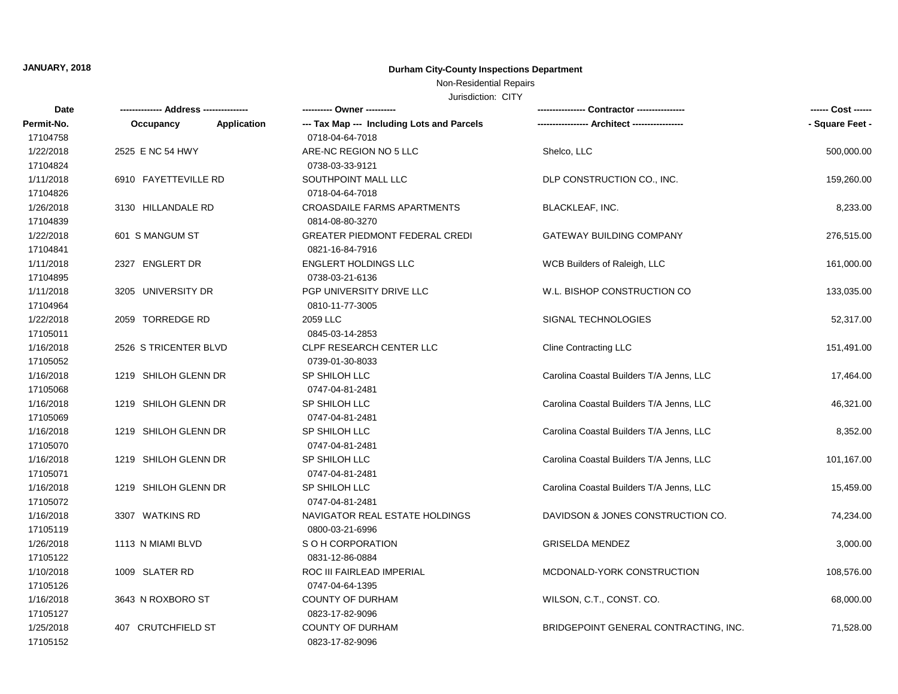**JANUARY, 2018**

## Durham City-County Inspections Department

Non-Residential Repairs

Jurisdiction: CITY

| Date<br>Permit-No. | Address<br>Occupancy / Application | Owner<br>Tax Map (Including Lots and Parcels) | Contractor<br>Architect | Cost<br>Square Feet |
|---|---|---|---|---|
| 17104758 | | 0718-04-64-7018 | | |
| 1/22/2018 | 2525 E NC 54 HWY | ARE-NC REGION NO 5 LLC | Shelco, LLC | 500,000.00 |
| 17104824 | | 0738-03-33-9121 | | |
| 1/11/2018 | 6910 FAYETTEVILLE RD | SOUTHPOINT MALL LLC | DLP CONSTRUCTION CO., INC. | 159,260.00 |
| 17104826 | | 0718-04-64-7018 | | |
| 1/26/2018 | 3130 HILLANDALE RD | CROASDAILE FARMS APARTMENTS | BLACKLEAF, INC. | 8,233.00 |
| 17104839 | | 0814-08-80-3270 | | |
| 1/22/2018 | 601 S MANGUM ST | GREATER PIEDMONT FEDERAL CREDI | GATEWAY BUILDING COMPANY | 276,515.00 |
| 17104841 | | 0821-16-84-7916 | | |
| 1/11/2018 | 2327 ENGLERT DR | ENGLERT HOLDINGS LLC | WCB Builders of Raleigh, LLC | 161,000.00 |
| 17104895 | | 0738-03-21-6136 | | |
| 1/11/2018 | 3205 UNIVERSITY DR | PGP UNIVERSITY DRIVE LLC | W.L. BISHOP CONSTRUCTION CO | 133,035.00 |
| 17104964 | | 0810-11-77-3005 | | |
| 1/22/2018 | 2059 TORREDGE RD | 2059 LLC | SIGNAL TECHNOLOGIES | 52,317.00 |
| 17105011 | | 0845-03-14-2853 | | |
| 1/16/2018 | 2526 S TRICENTER BLVD | CLPF RESEARCH CENTER LLC | Cline Contracting LLC | 151,491.00 |
| 17105052 | | 0739-01-30-8033 | | |
| 1/16/2018 | 1219 SHILOH GLENN DR | SP SHILOH LLC | Carolina Coastal Builders T/A Jenns, LLC | 17,464.00 |
| 17105068 | | 0747-04-81-2481 | | |
| 1/16/2018 | 1219 SHILOH GLENN DR | SP SHILOH LLC | Carolina Coastal Builders T/A Jenns, LLC | 46,321.00 |
| 17105069 | | 0747-04-81-2481 | | |
| 1/16/2018 | 1219 SHILOH GLENN DR | SP SHILOH LLC | Carolina Coastal Builders T/A Jenns, LLC | 8,352.00 |
| 17105070 | | 0747-04-81-2481 | | |
| 1/16/2018 | 1219 SHILOH GLENN DR | SP SHILOH LLC | Carolina Coastal Builders T/A Jenns, LLC | 101,167.00 |
| 17105071 | | 0747-04-81-2481 | | |
| 1/16/2018 | 1219 SHILOH GLENN DR | SP SHILOH LLC | Carolina Coastal Builders T/A Jenns, LLC | 15,459.00 |
| 17105072 | | 0747-04-81-2481 | | |
| 1/16/2018 | 3307 WATKINS RD | NAVIGATOR REAL ESTATE HOLDINGS | DAVIDSON & JONES CONSTRUCTION CO. | 74,234.00 |
| 17105119 | | 0800-03-21-6996 | | |
| 1/26/2018 | 1113 N MIAMI BLVD | S O H CORPORATION | GRISELDA MENDEZ | 3,000.00 |
| 17105122 | | 0831-12-86-0884 | | |
| 1/10/2018 | 1009 SLATER RD | ROC III FAIRLEAD IMPERIAL | MCDONALD-YORK CONSTRUCTION | 108,576.00 |
| 17105126 | | 0747-04-64-1395 | | |
| 1/16/2018 | 3643 N ROXBORO ST | COUNTY OF DURHAM | WILSON, C.T., CONST. CO. | 68,000.00 |
| 17105127 | | 0823-17-82-9096 | | |
| 1/25/2018 | 407 CRUTCHFIELD ST | COUNTY OF DURHAM | BRIDGEPOINT GENERAL CONTRACTING, INC. | 71,528.00 |
| 17105152 | | 0823-17-82-9096 | | |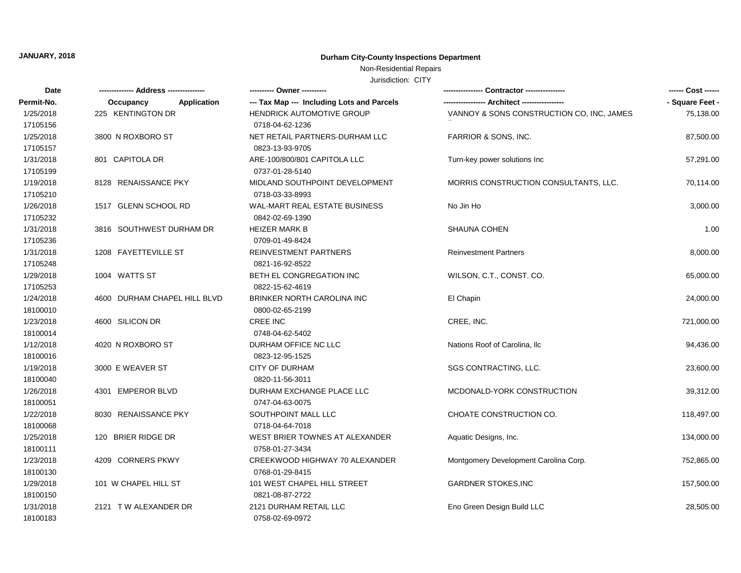**JANUARY, 2018**

**Durham City-County Inspections Department**

Non-Residential Repairs

Jurisdiction: CITY

| Date<br>Permit-No. | Address<br>Occupancy Application | Owner<br>Tax Map --- Including Lots and Parcels | Contractor<br>Architect | Cost<br>- Square Feet - |
|---|---|---|---|---|
| 1/25/2018<br>17105156 | 225 KENTINGTON DR | HENDRICK AUTOMOTIVE GROUP<br>0718-04-62-1236 | VANNOY & SONS CONSTRUCTION CO, INC, JAMES | 75,138.00 |
| 1/25/2018<br>17105157 | 3800 N ROXBORO ST | NET RETAIL PARTNERS-DURHAM LLC<br>0823-13-93-9705 | FARRIOR & SONS, INC. | 87,500.00 |
| 1/31/2018<br>17105199 | 801 CAPITOLA DR | ARE-100/800/801 CAPITOLA LLC<br>0737-01-28-5140 | Turn-key power solutions Inc | 57,291.00 |
| 1/19/2018<br>17105210 | 8128 RENAISSANCE PKY | MIDLAND SOUTHPOINT DEVELOPMENT<br>0718-03-33-8993 | MORRIS CONSTRUCTION CONSULTANTS, LLC. | 70,114.00 |
| 1/26/2018<br>17105232 | 1517 GLENN SCHOOL RD | WAL-MART REAL ESTATE BUSINESS<br>0842-02-69-1390 | No Jin Ho | 3,000.00 |
| 1/31/2018<br>17105236 | 3816 SOUTHWEST DURHAM DR | HEIZER MARK B<br>0709-01-49-8424 | SHAUNA COHEN | 1.00 |
| 1/31/2018<br>17105248 | 1208 FAYETTEVILLE ST | REINVESTMENT PARTNERS<br>0821-16-92-8522 | Reinvestment Partners | 8,000.00 |
| 1/29/2018<br>17105253 | 1004 WATTS ST | BETH EL CONGREGATION INC<br>0822-15-62-4619 | WILSON, C.T., CONST. CO. | 65,000.00 |
| 1/24/2018<br>18100010 | 4600 DURHAM CHAPEL HILL BLVD | BRINKER NORTH CAROLINA INC<br>0800-02-65-2199 | El Chapin | 24,000.00 |
| 1/23/2018<br>18100014 | 4600 SILICON DR | CREE INC<br>0748-04-62-5402 | CREE, INC. | 721,000.00 |
| 1/12/2018<br>18100016 | 4020 N ROXBORO ST | DURHAM OFFICE NC LLC<br>0823-12-95-1525 | Nations Roof of Carolina, llc | 94,436.00 |
| 1/19/2018<br>18100040 | 3000 E WEAVER ST | CITY OF DURHAM<br>0820-11-56-3011 | SGS CONTRACTING, LLC. | 23,600.00 |
| 1/26/2018<br>18100051 | 4301 EMPEROR BLVD | DURHAM EXCHANGE PLACE LLC<br>0747-04-63-0075 | MCDONALD-YORK CONSTRUCTION | 39,312.00 |
| 1/22/2018<br>18100068 | 8030 RENAISSANCE PKY | SOUTHPOINT MALL LLC<br>0718-04-64-7018 | CHOATE CONSTRUCTION CO. | 118,497.00 |
| 1/25/2018<br>18100111 | 120 BRIER RIDGE DR | WEST BRIER TOWNES AT ALEXANDER<br>0758-01-27-3434 | Aquatic Designs, Inc. | 134,000.00 |
| 1/23/2018<br>18100130 | 4209 CORNERS PKWY | CREEKWOOD HIGHWAY 70 ALEXANDER<br>0768-01-29-8415 | Montgomery Development Carolina Corp. | 752,865.00 |
| 1/29/2018<br>18100150 | 101 W CHAPEL HILL ST | 101 WEST CHAPEL HILL STREET<br>0821-08-87-2722 | GARDNER STOKES,INC | 157,500.00 |
| 1/31/2018<br>18100183 | 2121 T W ALEXANDER DR | 2121 DURHAM RETAIL LLC<br>0758-02-69-0972 | Eno Green Design Build LLC | 28,505.00 |